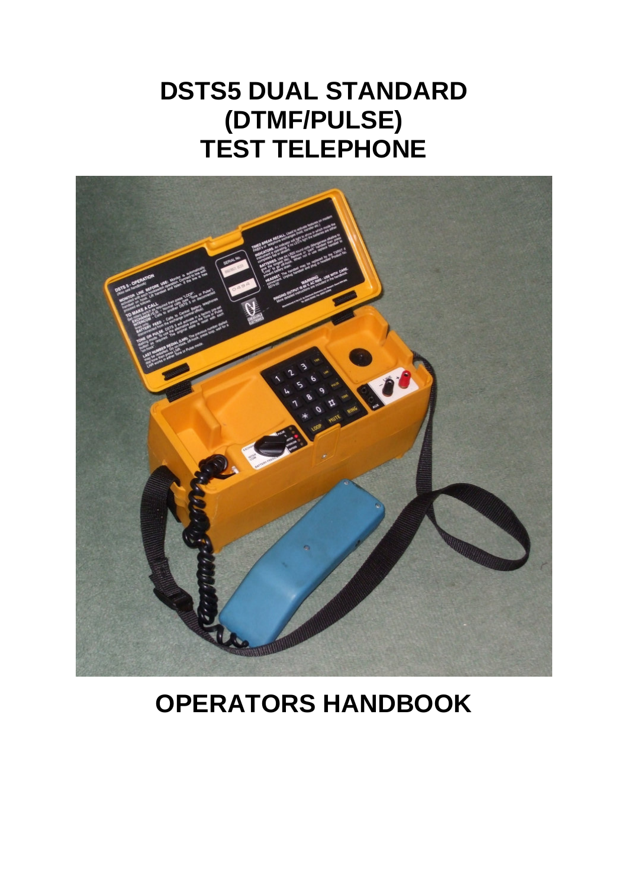# DSTS5 DUAL STANDARD (DTMF/PULSE) TEST TELEPHONE

# OPERATORS HANDBOOK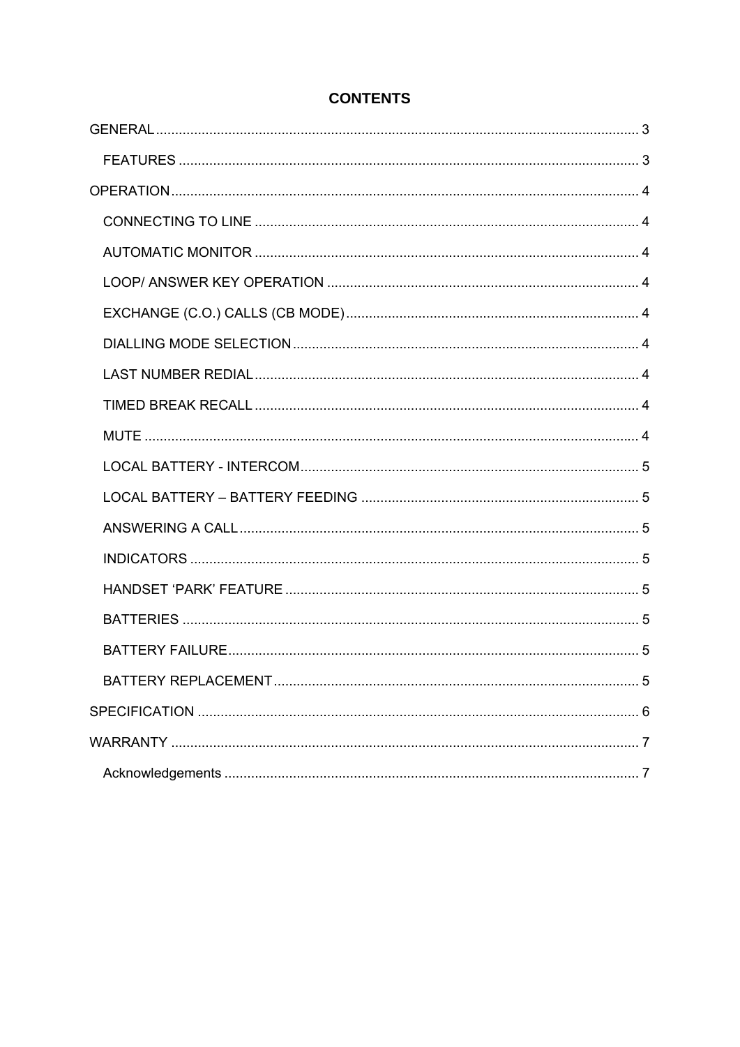# CONTENTS

GENERAL .............................................................. 3

- FEATURES .............................................................. 3

OPERATION .............................................................. 4

- CONNECTING TO LINE .............................................................. 4
- AUTOMATIC MONITOR .............................................................. 4
- LOOP/ ANSWER KEY OPERATION .............................................................. 4
- EXCHANGE (C.O.) CALLS (CB MODE) .............................................................. 4
- DIALLING MODE SELECTION .............................................................. 4
- LAST NUMBER REDIAL .............................................................. 4
- TIMED BREAK RECALL .............................................................. 4
- MUTE .............................................................. 4
- LOCAL BATTERY - INTERCOM .............................................................. 5
- LOCAL BATTERY – BATTERY FEEDING .............................................................. 5
- ANSWERING A CALL .............................................................. 5
- INDICATORS .............................................................. 5
- HANDSET ‘PARK’ FEATURE .............................................................. 5
- BATTERIES .............................................................. 5
- BATTERY FAILURE .............................................................. 5
- BATTERY REPLACEMENT .............................................................. 5

SPECIFICATION .............................................................. 6

WARRANTY .............................................................. 7

- Acknowledgements .............................................................. 7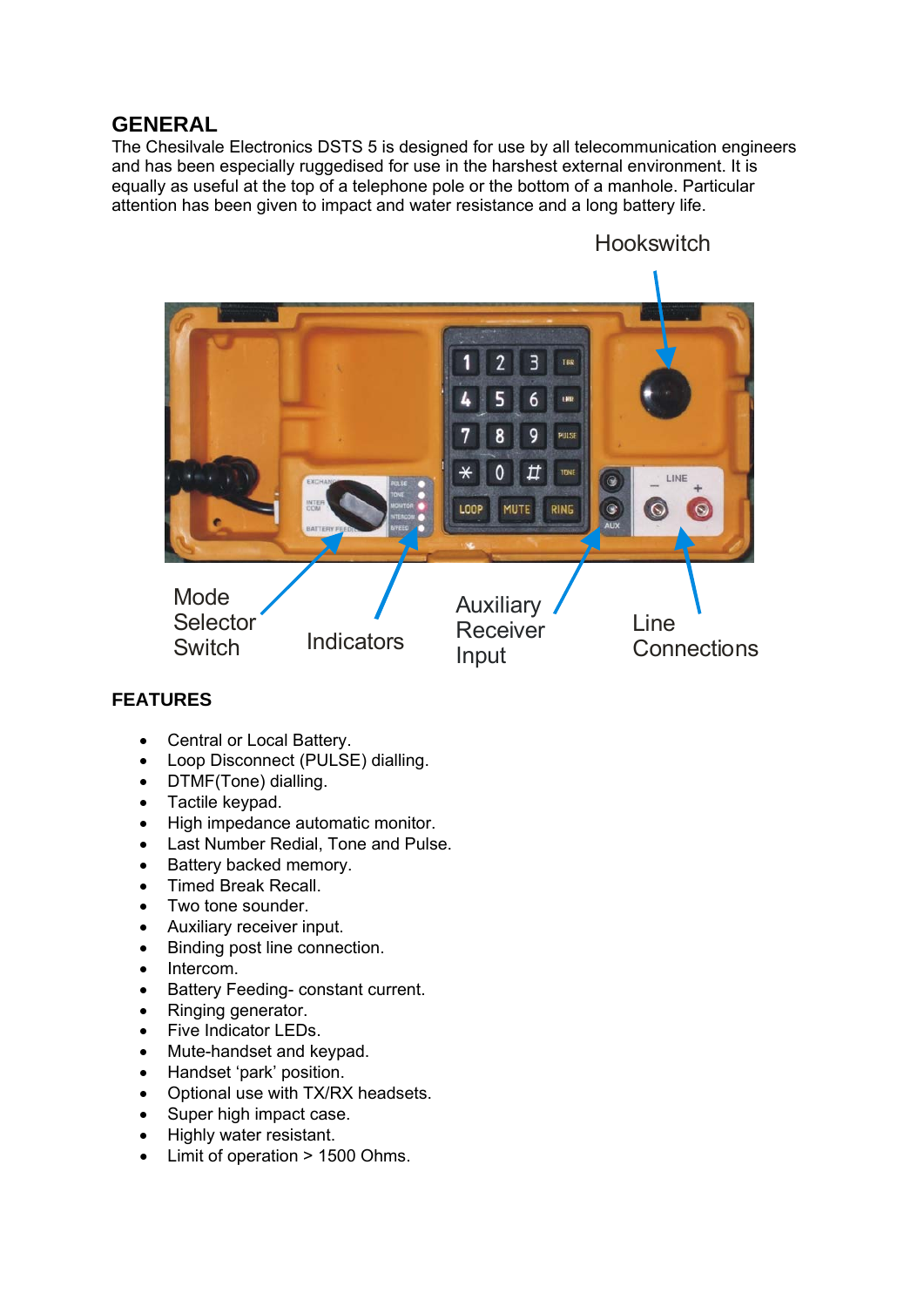## GENERAL

The Chesilvale Electronics DSTS 5 is designed for use by all telecommunication engineers and has been especially ruggedised for use in the harshest external environment. It is equally as useful at the top of a telephone pole or the bottom of a manhole. Particular attention has been given to impact and water resistance and a long battery life.

Hookswitch

Mode Selector Switch

Indicators

Auxiliary Receiver Input

Line Connections

## FEATURES

- Central or Local Battery.
- Loop Disconnect (PULSE) dialling.
- DTMF(Tone) dialling.
- Tactile keypad.
- High impedance automatic monitor.
- Last Number Redial, Tone and Pulse.
- Battery backed memory.
- Timed Break Recall.
- Two tone sounder.
- Auxiliary receiver input.
- Binding post line connection.
- Intercom.
- Battery Feeding- constant current.
- Ringing generator.
- Five Indicator LEDs.
- Mute-handset and keypad.
- Handset 'park' position.
- Optional use with TX/RX headsets.
- Super high impact case.
- Highly water resistant.
- Limit of operation > 1500 Ohms.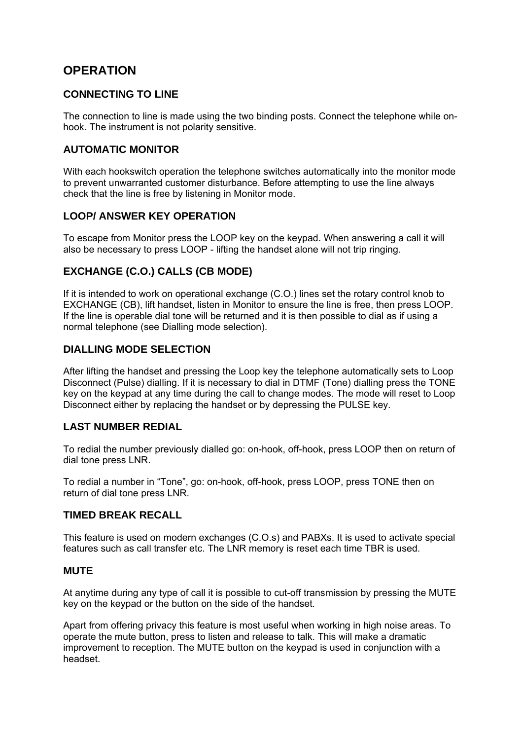## OPERATION

### CONNECTING TO LINE

The connection to line is made using the two binding posts. Connect the telephone while on-hook. The instrument is not polarity sensitive.

### AUTOMATIC MONITOR

With each hookswitch operation the telephone switches automatically into the monitor mode to prevent unwarranted customer disturbance. Before attempting to use the line always check that the line is free by listening in Monitor mode.

### LOOP/ ANSWER KEY OPERATION

To escape from Monitor press the LOOP key on the keypad. When answering a call it will also be necessary to press LOOP - lifting the handset alone will not trip ringing.

### EXCHANGE (C.O.) CALLS (CB MODE)

If it is intended to work on operational exchange (C.O.) lines set the rotary control knob to EXCHANGE (CB), lift handset, listen in Monitor to ensure the line is free, then press LOOP. If the line is operable dial tone will be returned and it is then possible to dial as if using a normal telephone (see Dialling mode selection).

### DIALLING MODE SELECTION

After lifting the handset and pressing the Loop key the telephone automatically sets to Loop Disconnect (Pulse) dialling. If it is necessary to dial in DTMF (Tone) dialling press the TONE key on the keypad at any time during the call to change modes. The mode will reset to Loop Disconnect either by replacing the handset or by depressing the PULSE key.

### LAST NUMBER REDIAL

To redial the number previously dialled go: on-hook, off-hook, press LOOP then on return of dial tone press LNR.

To redial a number in “Tone”, go: on-hook, off-hook, press LOOP, press TONE then on return of dial tone press LNR.

### TIMED BREAK RECALL

This feature is used on modern exchanges (C.O.s) and PABXs. It is used to activate special features such as call transfer etc. The LNR memory is reset each time TBR is used.

### MUTE

At anytime during any type of call it is possible to cut-off transmission by pressing the MUTE key on the keypad or the button on the side of the handset.

Apart from offering privacy this feature is most useful when working in high noise areas. To operate the mute button, press to listen and release to talk. This will make a dramatic improvement to reception. The MUTE button on the keypad is used in conjunction with a headset.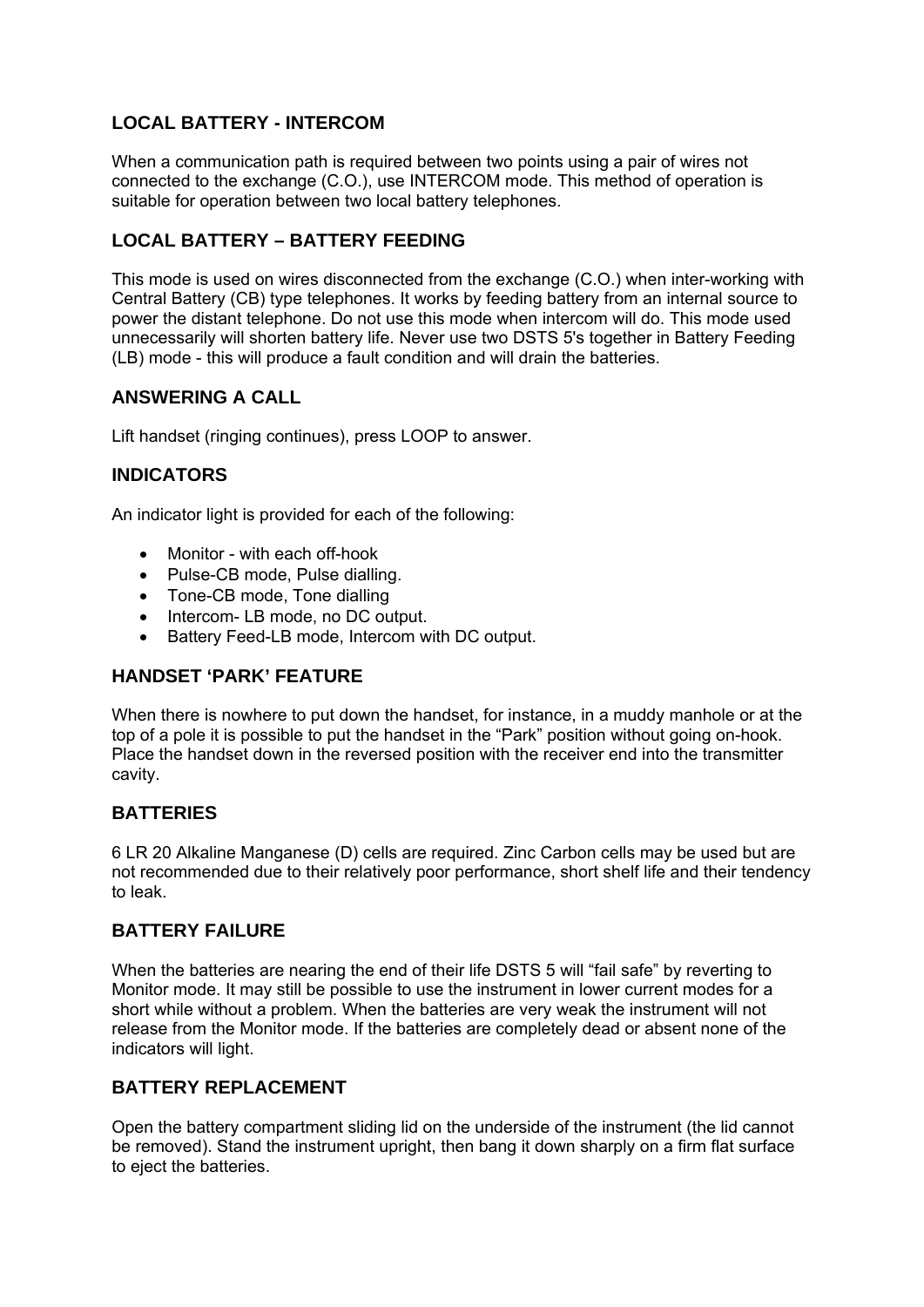## LOCAL BATTERY - INTERCOM

When a communication path is required between two points using a pair of wires not connected to the exchange (C.O.), use INTERCOM mode. This method of operation is suitable for operation between two local battery telephones.

## LOCAL BATTERY – BATTERY FEEDING

This mode is used on wires disconnected from the exchange (C.O.) when inter-working with Central Battery (CB) type telephones. It works by feeding battery from an internal source to power the distant telephone. Do not use this mode when intercom will do. This mode used unnecessarily will shorten battery life. Never use two DSTS 5's together in Battery Feeding (LB) mode - this will produce a fault condition and will drain the batteries.

## ANSWERING A CALL

Lift handset (ringing continues), press LOOP to answer.

## INDICATORS

An indicator light is provided for each of the following:

- Monitor - with each off-hook
- Pulse-CB mode, Pulse dialling.
- Tone-CB mode, Tone dialling
- Intercom- LB mode, no DC output.
- Battery Feed-LB mode, Intercom with DC output.

## HANDSET 'PARK' FEATURE

When there is nowhere to put down the handset, for instance, in a muddy manhole or at the top of a pole it is possible to put the handset in the "Park" position without going on-hook. Place the handset down in the reversed position with the receiver end into the transmitter cavity.

## BATTERIES

6 LR 20 Alkaline Manganese (D) cells are required. Zinc Carbon cells may be used but are not recommended due to their relatively poor performance, short shelf life and their tendency to leak.

## BATTERY FAILURE

When the batteries are nearing the end of their life DSTS 5 will "fail safe" by reverting to Monitor mode. It may still be possible to use the instrument in lower current modes for a short while without a problem. When the batteries are very weak the instrument will not release from the Monitor mode. If the batteries are completely dead or absent none of the indicators will light.

## BATTERY REPLACEMENT

Open the battery compartment sliding lid on the underside of the instrument (the lid cannot be removed). Stand the instrument upright, then bang it down sharply on a firm flat surface to eject the batteries.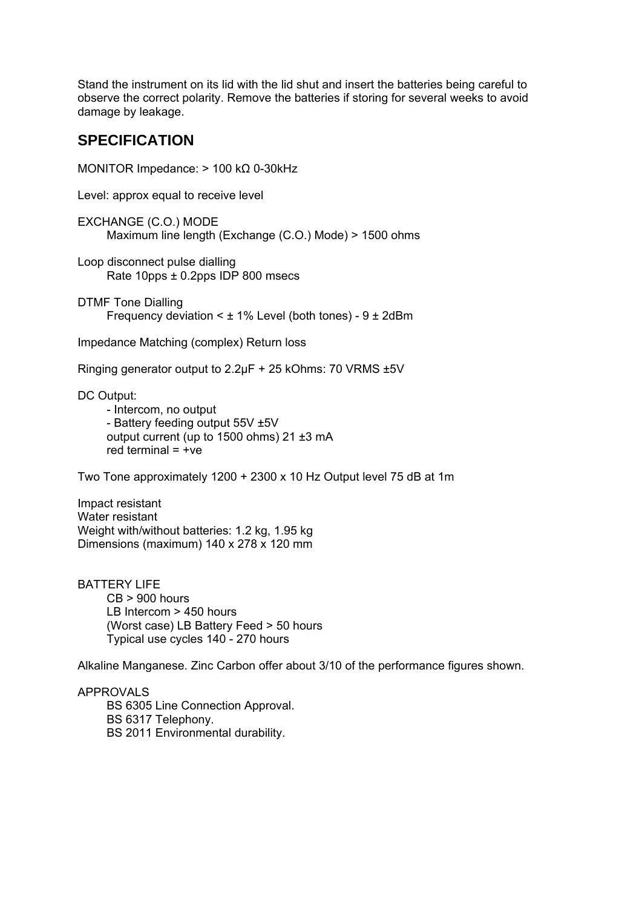Stand the instrument on its lid with the lid shut and insert the batteries being careful to observe the correct polarity. Remove the batteries if storing for several weeks to avoid damage by leakage.

## SPECIFICATION

MONITOR Impedance: > 100 kΩ 0-30kHz

Level: approx equal to receive level

EXCHANGE (C.O.) MODE
Maximum line length (Exchange (C.O.) Mode) > 1500 ohms

Loop disconnect pulse dialling
Rate 10pps ± 0.2pps IDP 800 msecs

DTMF Tone Dialling
Frequency deviation < ± 1% Level (both tones) - 9 ± 2dBm

Impedance Matching (complex) Return loss

Ringing generator output to 2.2μF + 25 kOhms: 70 VRMS ±5V

DC Output:
- Intercom, no output
- Battery feeding output 55V ±5V
output current (up to 1500 ohms) 21 ±3 mA
red terminal = +ve

Two Tone approximately 1200 + 2300 x 10 Hz Output level 75 dB at 1m

Impact resistant
Water resistant
Weight with/without batteries: 1.2 kg, 1.95 kg
Dimensions (maximum) 140 x 278 x 120 mm

BATTERY LIFE
CB > 900 hours
LB Intercom > 450 hours
(Worst case) LB Battery Feed > 50 hours
Typical use cycles 140 - 270 hours

Alkaline Manganese. Zinc Carbon offer about 3/10 of the performance figures shown.

APPROVALS
BS 6305 Line Connection Approval.
BS 6317 Telephony.
BS 2011 Environmental durability.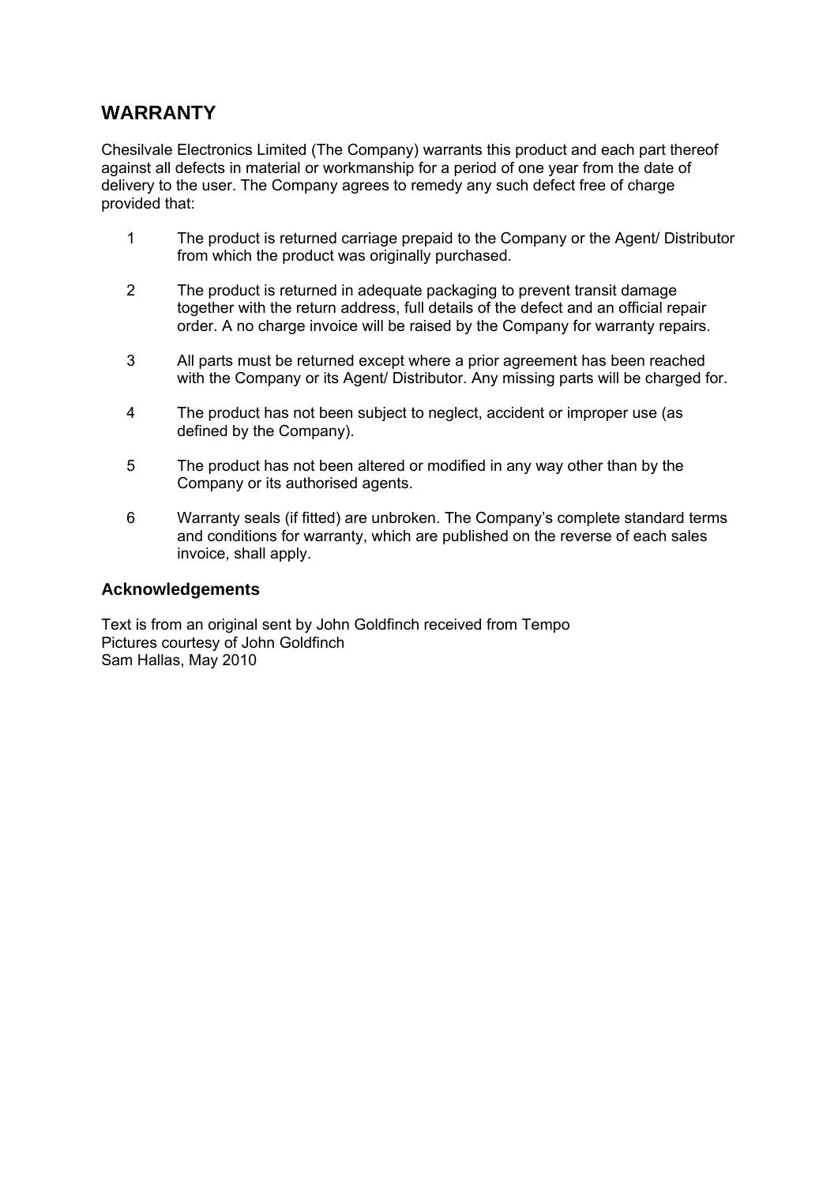## WARRANTY

Chesilvale Electronics Limited (The Company) warrants this product and each part thereof against all defects in material or workmanship for a period of one year from the date of delivery to the user. The Company agrees to remedy any such defect free of charge provided that:

1. The product is returned carriage prepaid to the Company or the Agent/ Distributor from which the product was originally purchased.
2. The product is returned in adequate packaging to prevent transit damage together with the return address, full details of the defect and an official repair order. A no charge invoice will be raised by the Company for warranty repairs.
3. All parts must be returned except where a prior agreement has been reached with the Company or its Agent/ Distributor. Any missing parts will be charged for.
4. The product has not been subject to neglect, accident or improper use (as defined by the Company).
5. The product has not been altered or modified in any way other than by the Company or its authorised agents.
6. Warranty seals (if fitted) are unbroken. The Company's complete standard terms and conditions for warranty, which are published on the reverse of each sales invoice, shall apply.

### Acknowledgements

Text is from an original sent by John Goldfinch received from Tempo
Pictures courtesy of John Goldfinch
Sam Hallas, May 2010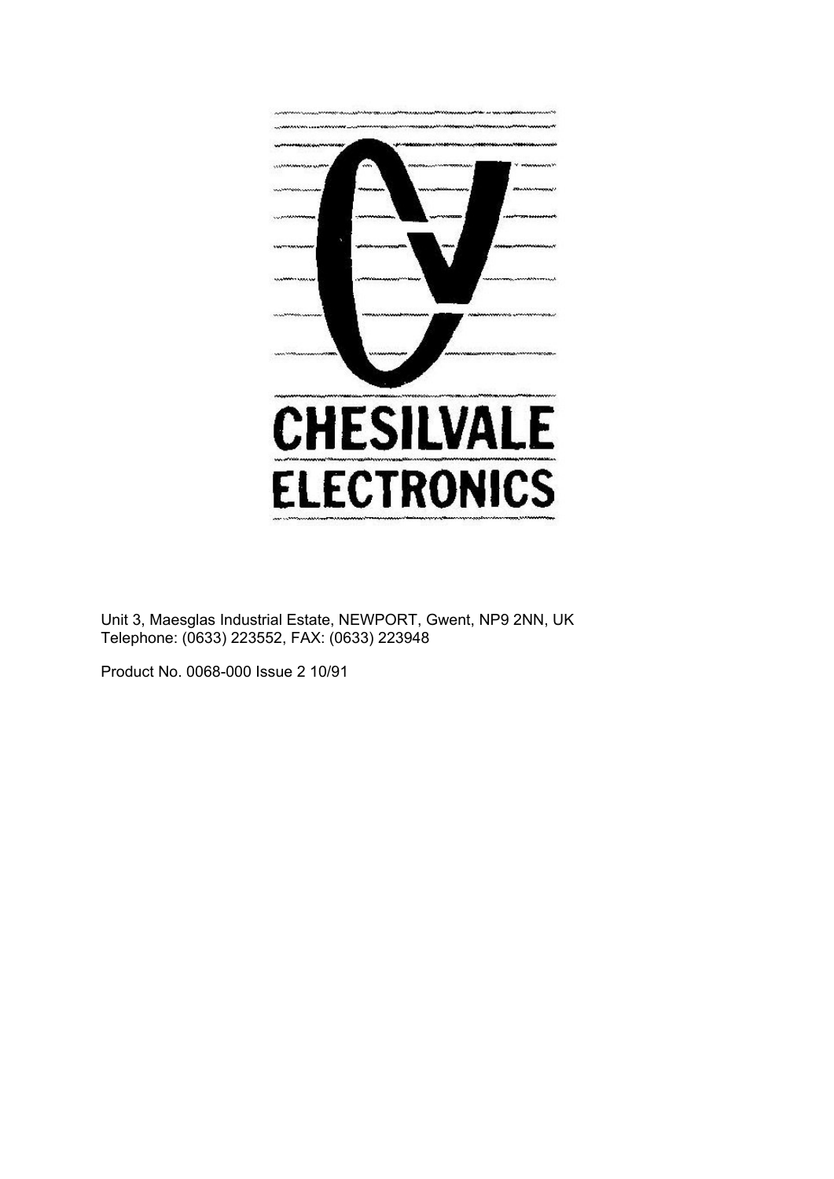CHESILVALE
ELECTRONICS

Unit 3, Maesglas Industrial Estate, NEWPORT, Gwent, NP9 2NN, UK
Telephone: (0633) 223552, FAX: (0633) 223948

Product No. 0068-000 Issue 2 10/91